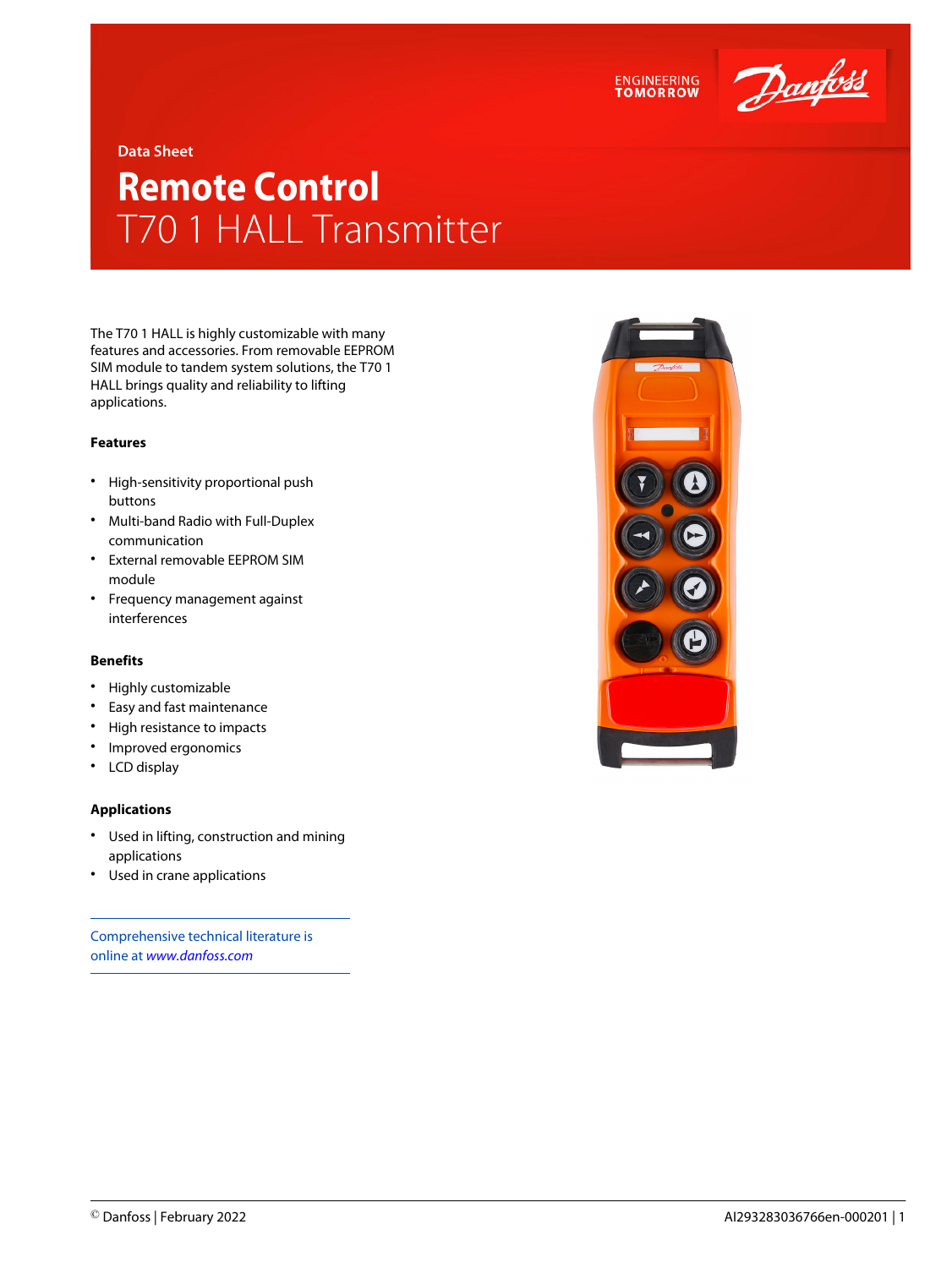Data Sheet

# Remote Control
## T70 1 HALL Transmitter

The T70 1 HALL is highly customizable with many features and accessories. From removable EEPROM SIM module to tandem system solutions, the T70 1 HALL brings quality and reliability to lifting applications.

### Features

- High-sensitivity proportional push buttons
- Multi-band Radio with Full-Duplex communication
- External removable EEPROM SIM module
- Frequency management against interferences

### Benefits

- Highly customizable
- Easy and fast maintenance
- High resistance to impacts
- Improved ergonomics
- LCD display

### Applications

- Used in lifting, construction and mining applications
- Used in crane applications

Comprehensive technical literature is online at *www.danfoss.com*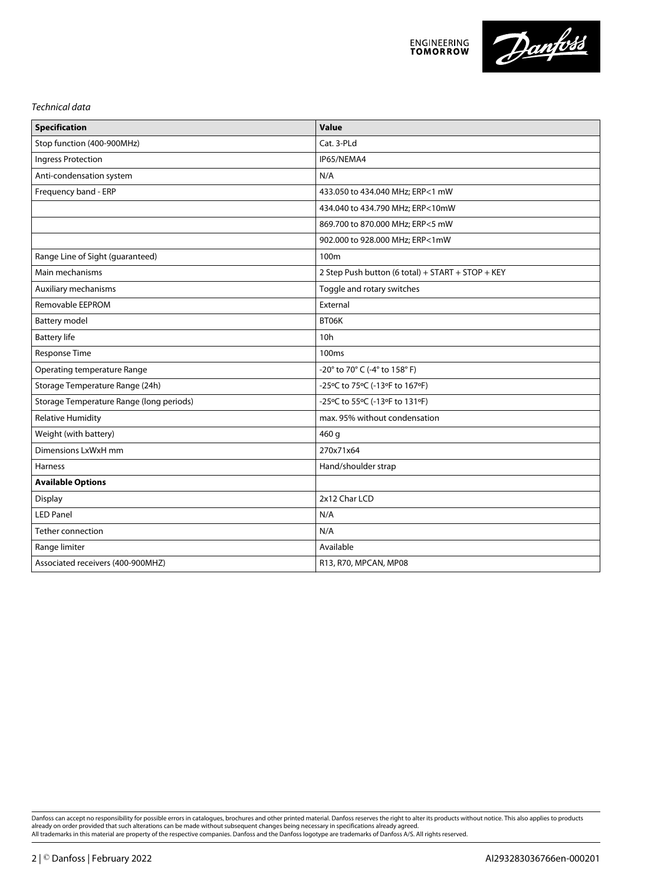*Technical data*

| Specification | Value |
|---|---|
| Stop function (400-900MHz) | Cat. 3-PLd |
| Ingress Protection | IP65/NEMA4 |
| Anti-condensation system | N/A |
| Frequency band - ERP | 433.050 to 434.040 MHz; ERP<1 mW |
| | 434.040 to 434.790 MHz; ERP<10mW |
| | 869.700 to 870.000 MHz; ERP<5 mW |
| | 902.000 to 928.000 MHz; ERP<1mW |
| Range Line of Sight (guaranteed) | 100m |
| Main mechanisms | 2 Step Push button (6 total) + START + STOP + KEY |
| Auxiliary mechanisms | Toggle and rotary switches |
| Removable EEPROM | External |
| Battery model | BT06K |
| Battery life | 10h |
| Response Time | 100ms |
| Operating temperature Range | -20° to 70° C (-4° to 158° F) |
| Storage Temperature Range (24h) | -25ºC to 75ºC (-13ºF to 167ºF) |
| Storage Temperature Range (long periods) | -25ºC to 55ºC (-13ºF to 131ºF) |
| Relative Humidity | max. 95% without condensation |
| Weight (with battery) | 460 g |
| Dimensions LxWxH mm | 270x71x64 |
| Harness | Hand/shoulder strap |
| **Available Options** | |
| Display | 2x12 Char LCD |
| LED Panel | N/A |
| Tether connection | N/A |
| Range limiter | Available |
| Associated receivers (400-900MHZ) | R13, R70, MPCAN, MP08 |

Danfoss can accept no responsibility for possible errors in catalogues, brochures and other printed material. Danfoss reserves the right to alter its products without notice. This also applies to products already on order provided that such alterations can be made without subsequent changes being necessary in specifications already agreed.
All trademarks in this material are property of the respective companies. Danfoss and the Danfoss logotype are trademarks of Danfoss A/S. All rights reserved.